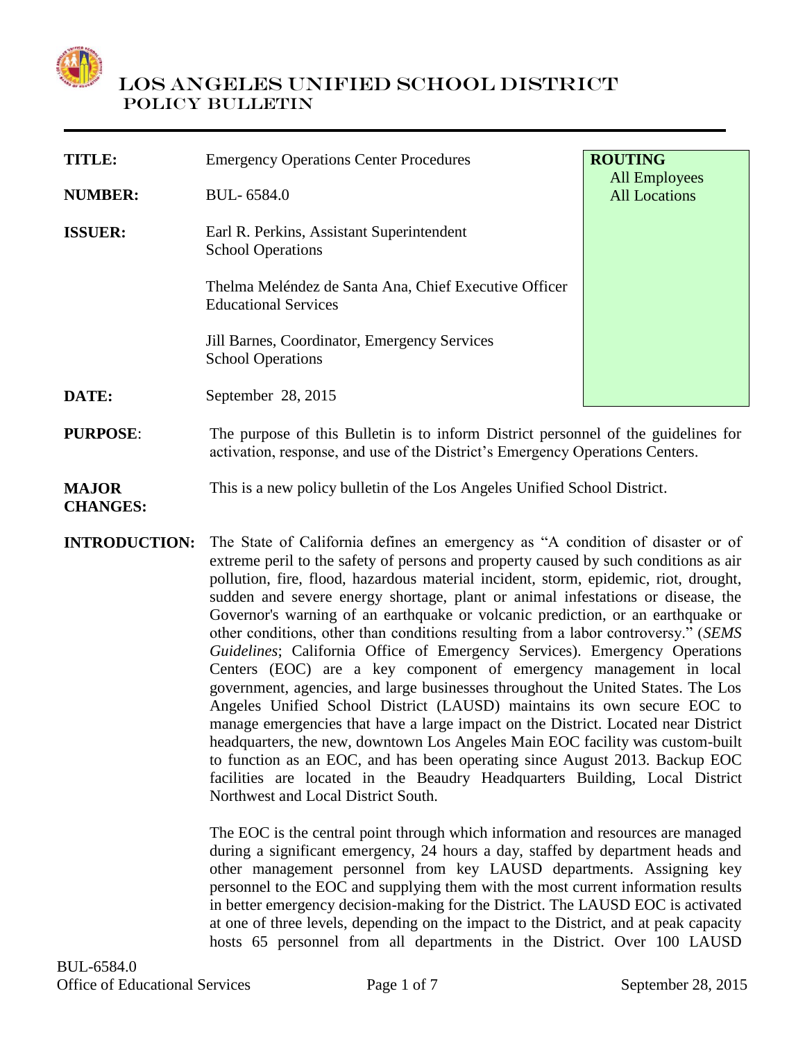# LOS ANGELES UNIFIED SCHOOL DISTRICT
## POLICY BULLETIN

| | | |
|---|---|---|
| **TITLE:** | Emergency Operations Center Procedures | **ROUTING** All Employees All Locations |
| **NUMBER:** | BUL- 6584.0 | |
| **ISSUER:** | Earl R. Perkins, Assistant Superintendent School Operations<br><br>Thelma Meléndez de Santa Ana, Chief Executive Officer Educational Services<br><br>Jill Barnes, Coordinator, Emergency Services School Operations | |
| **DATE:** | September 28, 2015 | |

**PURPOSE**: The purpose of this Bulletin is to inform District personnel of the guidelines for activation, response, and use of the District's Emergency Operations Centers.

**MAJOR CHANGES:** This is a new policy bulletin of the Los Angeles Unified School District.

**INTRODUCTION:** The State of California defines an emergency as "A condition of disaster or of extreme peril to the safety of persons and property caused by such conditions as air pollution, fire, flood, hazardous material incident, storm, epidemic, riot, drought, sudden and severe energy shortage, plant or animal infestations or disease, the Governor's warning of an earthquake or volcanic prediction, or an earthquake or other conditions, other than conditions resulting from a labor controversy." (*SEMS Guidelines*; California Office of Emergency Services). Emergency Operations Centers (EOC) are a key component of emergency management in local government, agencies, and large businesses throughout the United States. The Los Angeles Unified School District (LAUSD) maintains its own secure EOC to manage emergencies that have a large impact on the District. Located near District headquarters, the new, downtown Los Angeles Main EOC facility was custom-built to function as an EOC, and has been operating since August 2013. Backup EOC facilities are located in the Beaudry Headquarters Building, Local District Northwest and Local District South.

The EOC is the central point through which information and resources are managed during a significant emergency, 24 hours a day, staffed by department heads and other management personnel from key LAUSD departments. Assigning key personnel to the EOC and supplying them with the most current information results in better emergency decision-making for the District. The LAUSD EOC is activated at one of three levels, depending on the impact to the District, and at peak capacity hosts 65 personnel from all departments in the District. Over 100 LAUSD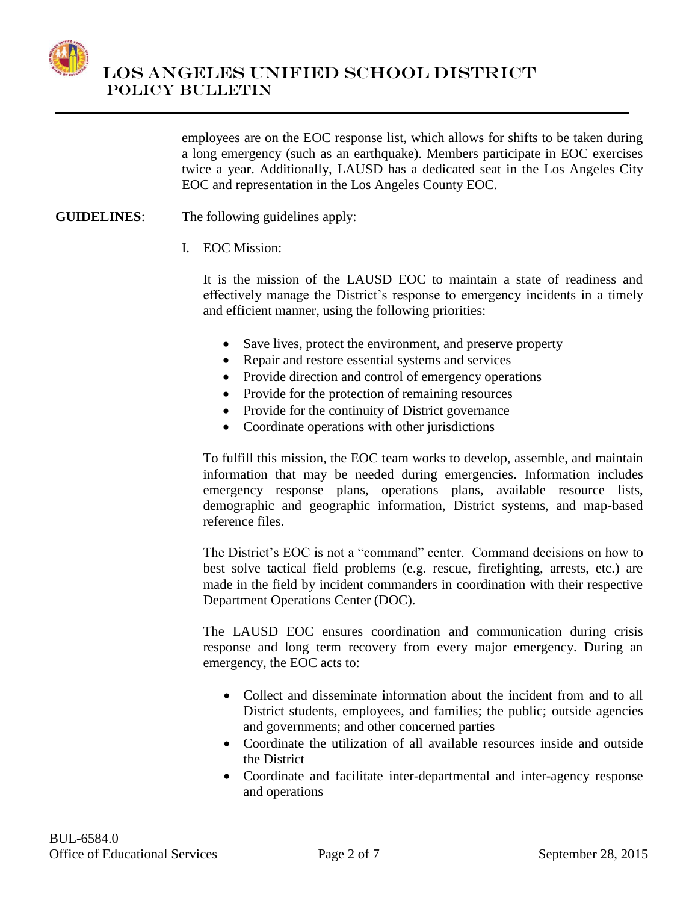employees are on the EOC response list, which allows for shifts to be taken during a long emergency (such as an earthquake). Members participate in EOC exercises twice a year. Additionally, LAUSD has a dedicated seat in the Los Angeles City EOC and representation in the Los Angeles County EOC.

**GUIDELINES**: The following guidelines apply:

I. EOC Mission:

It is the mission of the LAUSD EOC to maintain a state of readiness and effectively manage the District's response to emergency incidents in a timely and efficient manner, using the following priorities:

- Save lives, protect the environment, and preserve property
- Repair and restore essential systems and services
- Provide direction and control of emergency operations
- Provide for the protection of remaining resources
- Provide for the continuity of District governance
- Coordinate operations with other jurisdictions

To fulfill this mission, the EOC team works to develop, assemble, and maintain information that may be needed during emergencies. Information includes emergency response plans, operations plans, available resource lists, demographic and geographic information, District systems, and map-based reference files.

The District's EOC is not a "command" center. Command decisions on how to best solve tactical field problems (e.g. rescue, firefighting, arrests, etc.) are made in the field by incident commanders in coordination with their respective Department Operations Center (DOC).

The LAUSD EOC ensures coordination and communication during crisis response and long term recovery from every major emergency. During an emergency, the EOC acts to:

- Collect and disseminate information about the incident from and to all District students, employees, and families; the public; outside agencies and governments; and other concerned parties
- Coordinate the utilization of all available resources inside and outside the District
- Coordinate and facilitate inter-departmental and inter-agency response and operations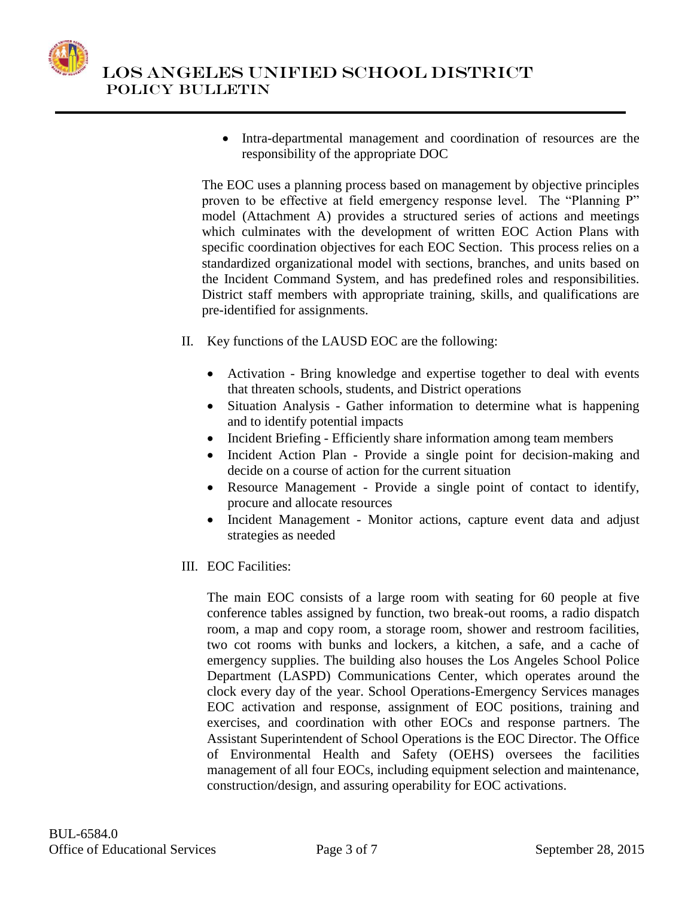- Intra-departmental management and coordination of resources are the responsibility of the appropriate DOC

The EOC uses a planning process based on management by objective principles proven to be effective at field emergency response level. The "Planning P" model (Attachment A) provides a structured series of actions and meetings which culminates with the development of written EOC Action Plans with specific coordination objectives for each EOC Section. This process relies on a standardized organizational model with sections, branches, and units based on the Incident Command System, and has predefined roles and responsibilities. District staff members with appropriate training, skills, and qualifications are pre-identified for assignments.

II. Key functions of the LAUSD EOC are the following:

- Activation - Bring knowledge and expertise together to deal with events that threaten schools, students, and District operations
- Situation Analysis - Gather information to determine what is happening and to identify potential impacts
- Incident Briefing - Efficiently share information among team members
- Incident Action Plan - Provide a single point for decision-making and decide on a course of action for the current situation
- Resource Management - Provide a single point of contact to identify, procure and allocate resources
- Incident Management - Monitor actions, capture event data and adjust strategies as needed

III. EOC Facilities:

The main EOC consists of a large room with seating for 60 people at five conference tables assigned by function, two break-out rooms, a radio dispatch room, a map and copy room, a storage room, shower and restroom facilities, two cot rooms with bunks and lockers, a kitchen, a safe, and a cache of emergency supplies. The building also houses the Los Angeles School Police Department (LASPD) Communications Center, which operates around the clock every day of the year. School Operations-Emergency Services manages EOC activation and response, assignment of EOC positions, training and exercises, and coordination with other EOCs and response partners. The Assistant Superintendent of School Operations is the EOC Director. The Office of Environmental Health and Safety (OEHS) oversees the facilities management of all four EOCs, including equipment selection and maintenance, construction/design, and assuring operability for EOC activations.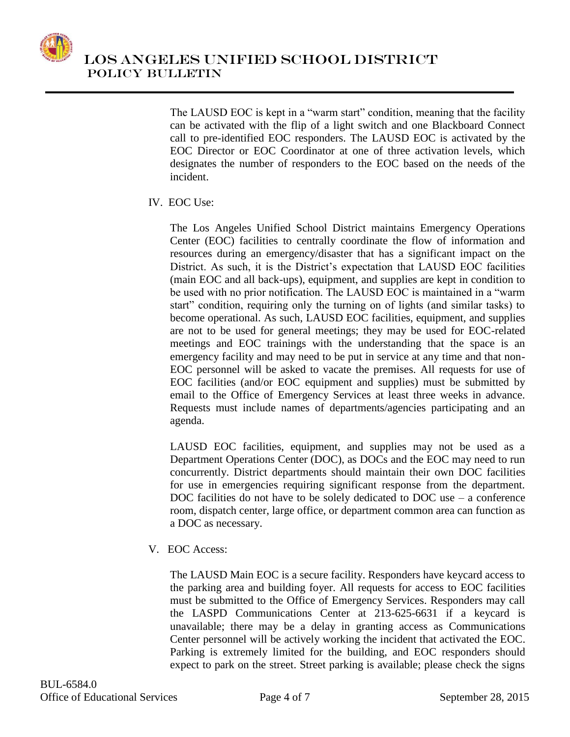The LAUSD EOC is kept in a "warm start" condition, meaning that the facility can be activated with the flip of a light switch and one Blackboard Connect call to pre-identified EOC responders. The LAUSD EOC is activated by the EOC Director or EOC Coordinator at one of three activation levels, which designates the number of responders to the EOC based on the needs of the incident.

IV. EOC Use:

The Los Angeles Unified School District maintains Emergency Operations Center (EOC) facilities to centrally coordinate the flow of information and resources during an emergency/disaster that has a significant impact on the District. As such, it is the District's expectation that LAUSD EOC facilities (main EOC and all back-ups), equipment, and supplies are kept in condition to be used with no prior notification. The LAUSD EOC is maintained in a "warm start" condition, requiring only the turning on of lights (and similar tasks) to become operational. As such, LAUSD EOC facilities, equipment, and supplies are not to be used for general meetings; they may be used for EOC-related meetings and EOC trainings with the understanding that the space is an emergency facility and may need to be put in service at any time and that non-EOC personnel will be asked to vacate the premises. All requests for use of EOC facilities (and/or EOC equipment and supplies) must be submitted by email to the Office of Emergency Services at least three weeks in advance. Requests must include names of departments/agencies participating and an agenda.

LAUSD EOC facilities, equipment, and supplies may not be used as a Department Operations Center (DOC), as DOCs and the EOC may need to run concurrently. District departments should maintain their own DOC facilities for use in emergencies requiring significant response from the department. DOC facilities do not have to be solely dedicated to DOC use – a conference room, dispatch center, large office, or department common area can function as a DOC as necessary.

V. EOC Access:

The LAUSD Main EOC is a secure facility. Responders have keycard access to the parking area and building foyer. All requests for access to EOC facilities must be submitted to the Office of Emergency Services. Responders may call the LASPD Communications Center at 213-625-6631 if a keycard is unavailable; there may be a delay in granting access as Communications Center personnel will be actively working the incident that activated the EOC. Parking is extremely limited for the building, and EOC responders should expect to park on the street. Street parking is available; please check the signs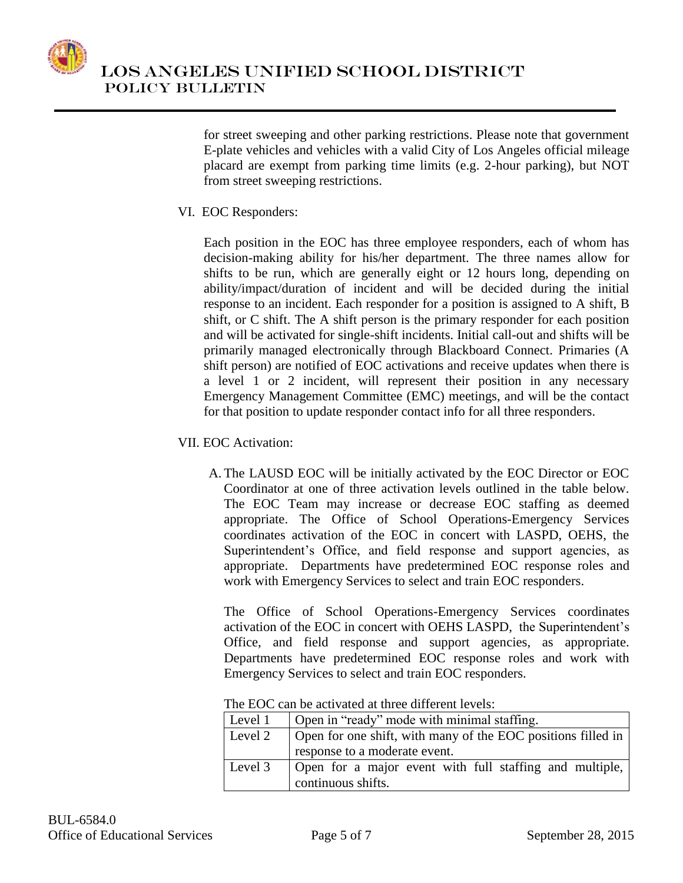for street sweeping and other parking restrictions. Please note that government E-plate vehicles and vehicles with a valid City of Los Angeles official mileage placard are exempt from parking time limits (e.g. 2-hour parking), but NOT from street sweeping restrictions.

VI. EOC Responders:

Each position in the EOC has three employee responders, each of whom has decision-making ability for his/her department. The three names allow for shifts to be run, which are generally eight or 12 hours long, depending on ability/impact/duration of incident and will be decided during the initial response to an incident. Each responder for a position is assigned to A shift, B shift, or C shift. The A shift person is the primary responder for each position and will be activated for single-shift incidents. Initial call-out and shifts will be primarily managed electronically through Blackboard Connect. Primaries (A shift person) are notified of EOC activations and receive updates when there is a level 1 or 2 incident, will represent their position in any necessary Emergency Management Committee (EMC) meetings, and will be the contact for that position to update responder contact info for all three responders.

VII. EOC Activation:

A. The LAUSD EOC will be initially activated by the EOC Director or EOC Coordinator at one of three activation levels outlined in the table below. The EOC Team may increase or decrease EOC staffing as deemed appropriate. The Office of School Operations-Emergency Services coordinates activation of the EOC in concert with LASPD, OEHS, the Superintendent's Office, and field response and support agencies, as appropriate. Departments have predetermined EOC response roles and work with Emergency Services to select and train EOC responders.

The Office of School Operations-Emergency Services coordinates activation of the EOC in concert with OEHS LASPD, the Superintendent's Office, and field response and support agencies, as appropriate. Departments have predetermined EOC response roles and work with Emergency Services to select and train EOC responders.

The EOC can be activated at three different levels:

| Level | Description |
|---|---|
| Level 1 | Open in "ready" mode with minimal staffing. |
| Level 2 | Open for one shift, with many of the EOC positions filled in response to a moderate event. |
| Level 3 | Open for a major event with full staffing and multiple, continuous shifts. |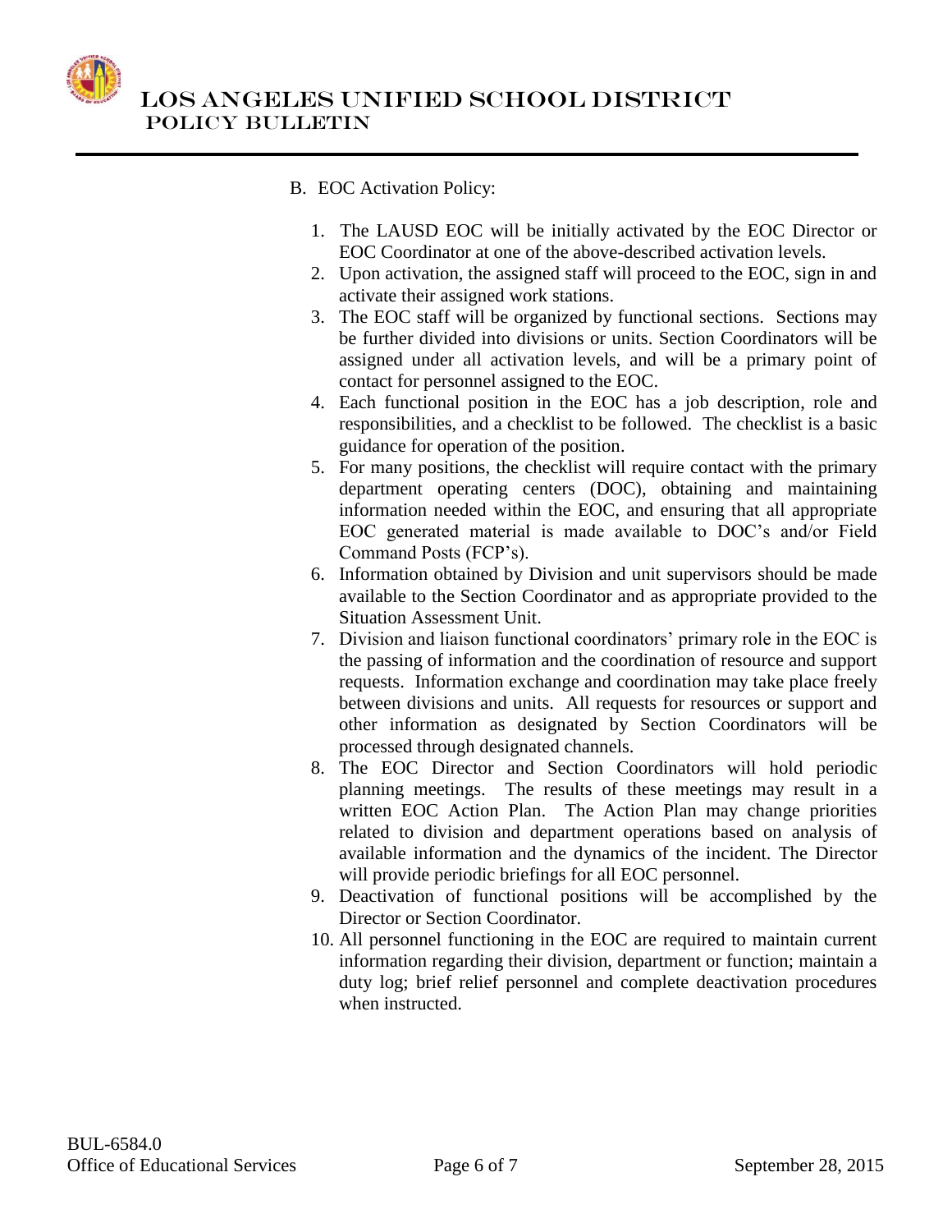B. EOC Activation Policy:

1. The LAUSD EOC will be initially activated by the EOC Director or EOC Coordinator at one of the above-described activation levels.
2. Upon activation, the assigned staff will proceed to the EOC, sign in and activate their assigned work stations.
3. The EOC staff will be organized by functional sections. Sections may be further divided into divisions or units. Section Coordinators will be assigned under all activation levels, and will be a primary point of contact for personnel assigned to the EOC.
4. Each functional position in the EOC has a job description, role and responsibilities, and a checklist to be followed. The checklist is a basic guidance for operation of the position.
5. For many positions, the checklist will require contact with the primary department operating centers (DOC), obtaining and maintaining information needed within the EOC, and ensuring that all appropriate EOC generated material is made available to DOC's and/or Field Command Posts (FCP's).
6. Information obtained by Division and unit supervisors should be made available to the Section Coordinator and as appropriate provided to the Situation Assessment Unit.
7. Division and liaison functional coordinators' primary role in the EOC is the passing of information and the coordination of resource and support requests. Information exchange and coordination may take place freely between divisions and units. All requests for resources or support and other information as designated by Section Coordinators will be processed through designated channels.
8. The EOC Director and Section Coordinators will hold periodic planning meetings. The results of these meetings may result in a written EOC Action Plan. The Action Plan may change priorities related to division and department operations based on analysis of available information and the dynamics of the incident. The Director will provide periodic briefings for all EOC personnel.
9. Deactivation of functional positions will be accomplished by the Director or Section Coordinator.
10. All personnel functioning in the EOC are required to maintain current information regarding their division, department or function; maintain a duty log; brief relief personnel and complete deactivation procedures when instructed.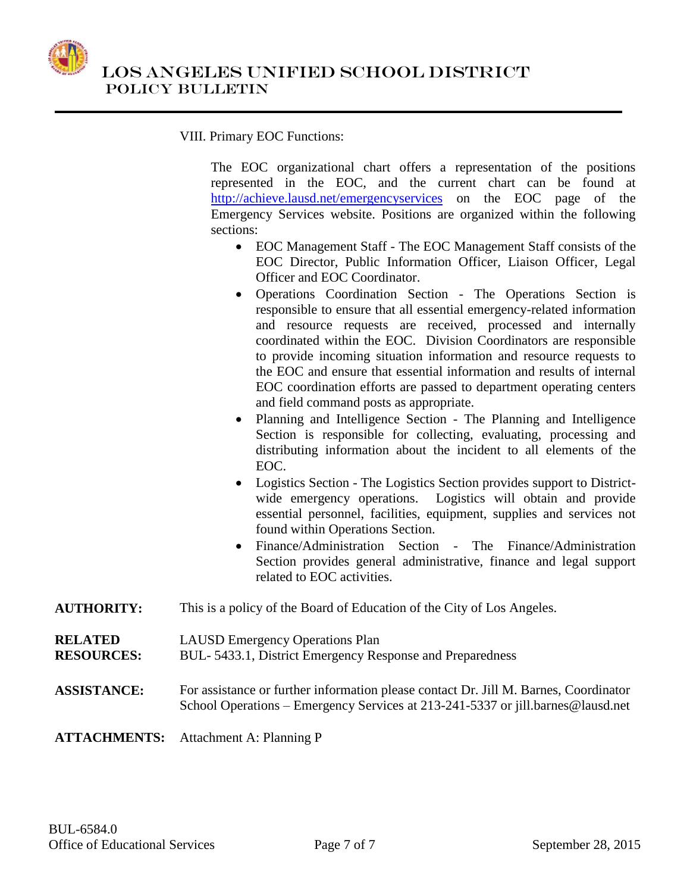VIII. Primary EOC Functions:

The EOC organizational chart offers a representation of the positions represented in the EOC, and the current chart can be found at http://achieve.lausd.net/emergencyservices on the EOC page of the Emergency Services website. Positions are organized within the following sections:

- EOC Management Staff - The EOC Management Staff consists of the EOC Director, Public Information Officer, Liaison Officer, Legal Officer and EOC Coordinator.
- Operations Coordination Section - The Operations Section is responsible to ensure that all essential emergency-related information and resource requests are received, processed and internally coordinated within the EOC. Division Coordinators are responsible to provide incoming situation information and resource requests to the EOC and ensure that essential information and results of internal EOC coordination efforts are passed to department operating centers and field command posts as appropriate.
- Planning and Intelligence Section - The Planning and Intelligence Section is responsible for collecting, evaluating, processing and distributing information about the incident to all elements of the EOC.
- Logistics Section - The Logistics Section provides support to District-wide emergency operations. Logistics will obtain and provide essential personnel, facilities, equipment, supplies and services not found within Operations Section.
- Finance/Administration Section - The Finance/Administration Section provides general administrative, finance and legal support related to EOC activities.

**AUTHORITY:** This is a policy of the Board of Education of the City of Los Angeles.

**RELATED RESOURCES:** LAUSD Emergency Operations Plan
BUL- 5433.1, District Emergency Response and Preparedness

**ASSISTANCE:** For assistance or further information please contact Dr. Jill M. Barnes, Coordinator School Operations – Emergency Services at 213-241-5337 or jill.barnes@lausd.net

**ATTACHMENTS:** Attachment A: Planning P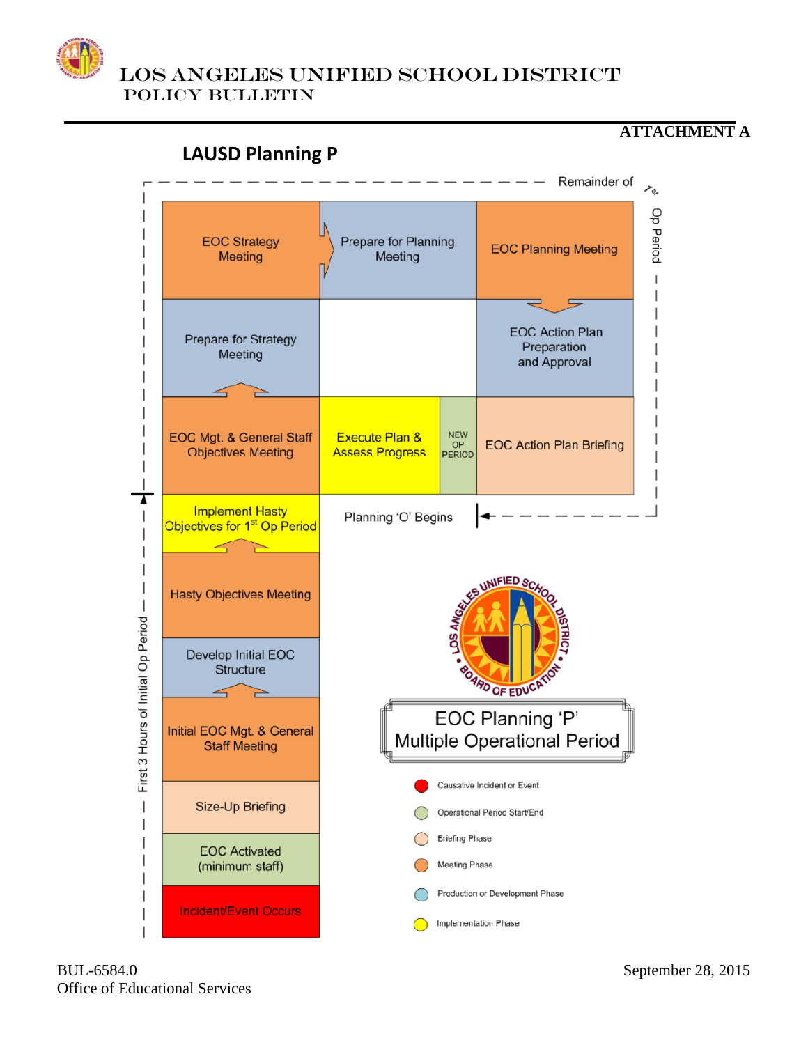LOS ANGELES UNIFIED SCHOOL DISTRICT
POLICY BULLETIN

**ATTACHMENT A**

## LAUSD Planning P

Remainder of 1st Op Period

EOC Strategy Meeting

Prepare for Planning Meeting

EOC Planning Meeting

Prepare for Strategy Meeting

EOC Action Plan Preparation and Approval

EOC Mgt. & General Staff Objectives Meeting

Execute Plan & Assess Progress

NEW OP PERIOD

EOC Action Plan Briefing

Implement Hasty Objectives for 1st Op Period

Planning 'O' Begins

Hasty Objectives Meeting

Develop Initial EOC Structure

Initial EOC Mgt. & General Staff Meeting

Size-Up Briefing

EOC Activated (minimum staff)

Incident/Event Occurs

First 3 Hours of Initial Op Period

EOC Planning 'P'
Multiple Operational Period

- Causative Incident or Event
- Operational Period Start/End
- Briefing Phase
- Meeting Phase
- Production or Development Phase
- Implementation Phase

BUL-6584.0
Office of Educational Services

September 28, 2015